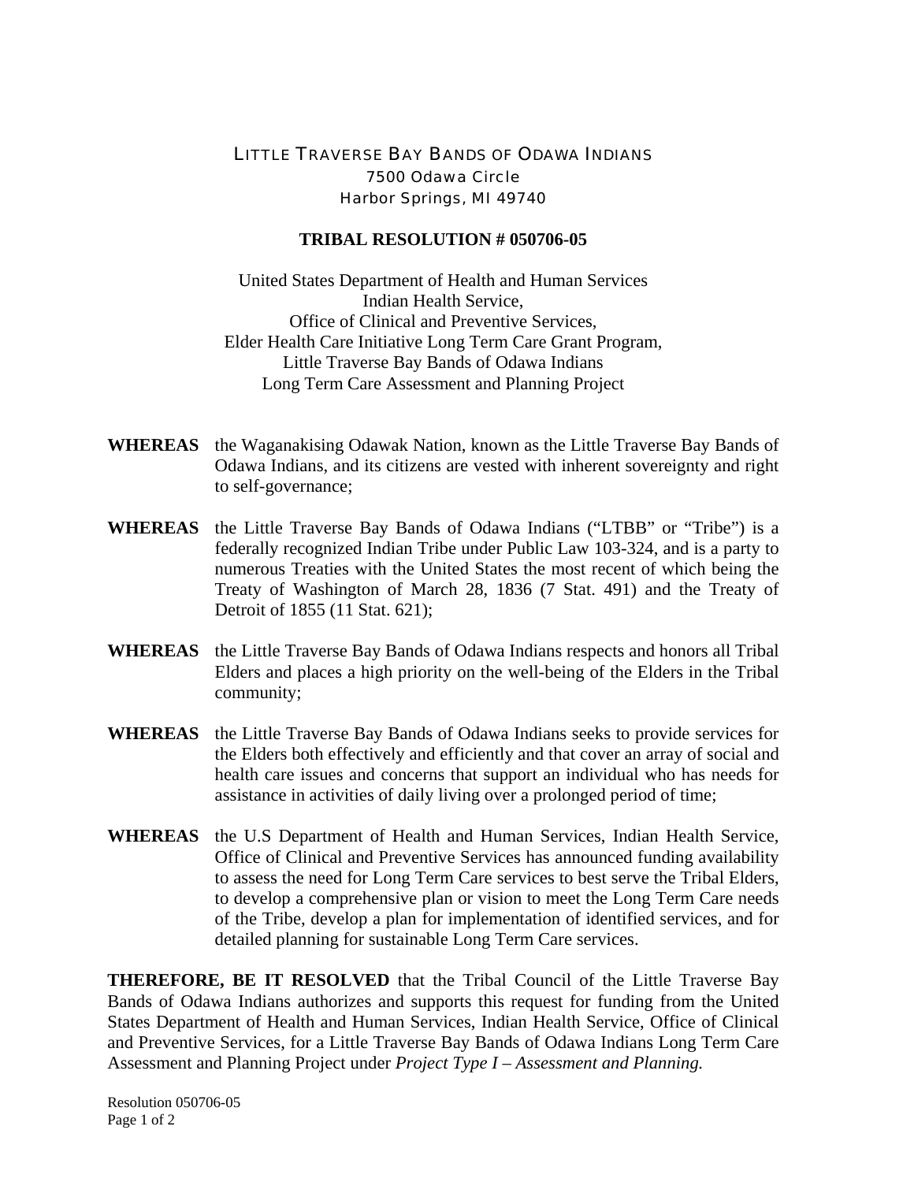# LITTLE TRAVERSE BAY BANDS OF ODAWA INDIANS

7500 Odawa Circle
Harbor Springs, MI 49740

## TRIBAL RESOLUTION # 050706-05

United States Department of Health and Human Services
Indian Health Service,
Office of Clinical and Preventive Services,
Elder Health Care Initiative Long Term Care Grant Program,
Little Traverse Bay Bands of Odawa Indians
Long Term Care Assessment and Planning Project

**WHEREAS** the Waganakising Odawak Nation, known as the Little Traverse Bay Bands of Odawa Indians, and its citizens are vested with inherent sovereignty and right to self-governance;

**WHEREAS** the Little Traverse Bay Bands of Odawa Indians ("LTBB" or "Tribe") is a federally recognized Indian Tribe under Public Law 103-324, and is a party to numerous Treaties with the United States the most recent of which being the Treaty of Washington of March 28, 1836 (7 Stat. 491) and the Treaty of Detroit of 1855 (11 Stat. 621);

**WHEREAS** the Little Traverse Bay Bands of Odawa Indians respects and honors all Tribal Elders and places a high priority on the well-being of the Elders in the Tribal community;

**WHEREAS** the Little Traverse Bay Bands of Odawa Indians seeks to provide services for the Elders both effectively and efficiently and that cover an array of social and health care issues and concerns that support an individual who has needs for assistance in activities of daily living over a prolonged period of time;

**WHEREAS** the U.S Department of Health and Human Services, Indian Health Service, Office of Clinical and Preventive Services has announced funding availability to assess the need for Long Term Care services to best serve the Tribal Elders, to develop a comprehensive plan or vision to meet the Long Term Care needs of the Tribe, develop a plan for implementation of identified services, and for detailed planning for sustainable Long Term Care services.

**THEREFORE, BE IT RESOLVED** that the Tribal Council of the Little Traverse Bay Bands of Odawa Indians authorizes and supports this request for funding from the United States Department of Health and Human Services, Indian Health Service, Office of Clinical and Preventive Services, for a Little Traverse Bay Bands of Odawa Indians Long Term Care Assessment and Planning Project under *Project Type I – Assessment and Planning.*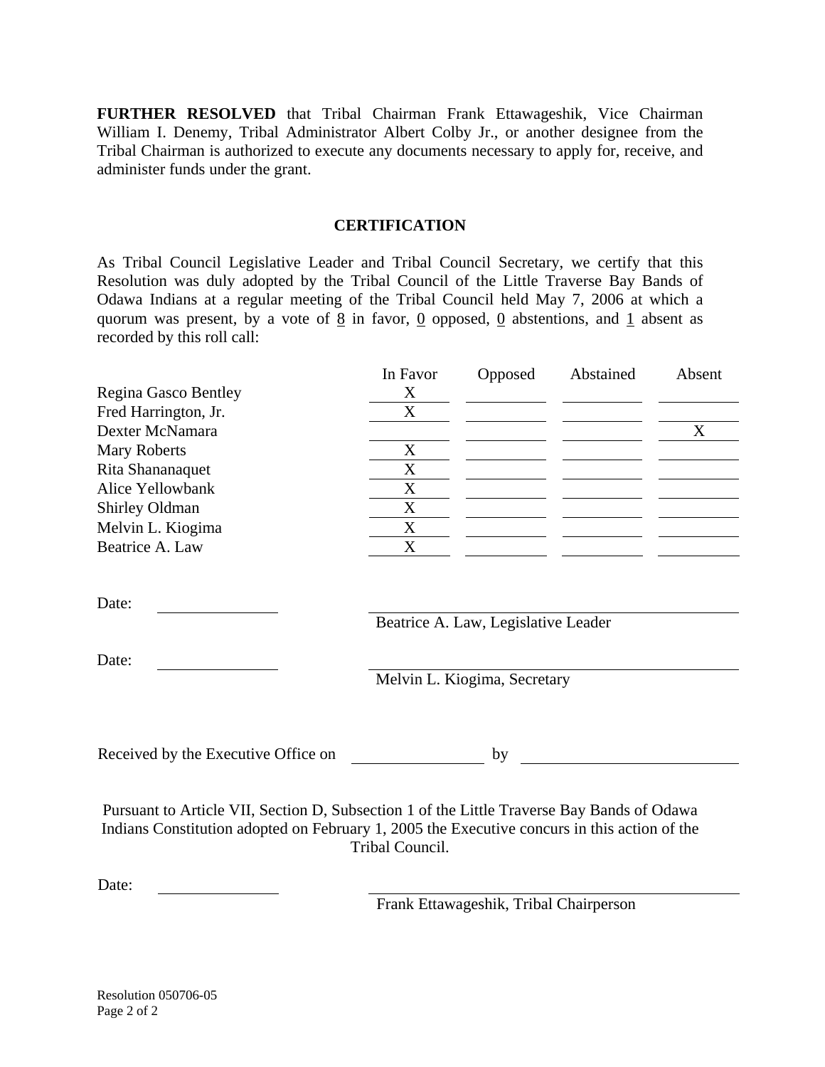**FURTHER RESOLVED** that Tribal Chairman Frank Ettawageshik, Vice Chairman William I. Denemy, Tribal Administrator Albert Colby Jr., or another designee from the Tribal Chairman is authorized to execute any documents necessary to apply for, receive, and administer funds under the grant.

## CERTIFICATION

As Tribal Council Legislative Leader and Tribal Council Secretary, we certify that this Resolution was duly adopted by the Tribal Council of the Little Traverse Bay Bands of Odawa Indians at a regular meeting of the Tribal Council held May 7, 2006 at which a quorum was present, by a vote of 8 in favor, 0 opposed, 0 abstentions, and 1 absent as recorded by this roll call:

| | In Favor | Opposed | Abstained | Absent |
|---|---|---|---|---|
| Regina Gasco Bentley | X | | | |
| Fred Harrington, Jr. | X | | | |
| Dexter McNamara | | | | X |
| Mary Roberts | X | | | |
| Rita Shananaquet | X | | | |
| Alice Yellowbank | X | | | |
| Shirley Oldman | X | | | |
| Melvin L. Kiogima | X | | | |
| Beatrice A. Law | X | | | |

Date: ______________ ______________________________
Beatrice A. Law, Legislative Leader

Date: ______________ ______________________________
Melvin L. Kiogima, Secretary

Received by the Executive Office on ______________ by ______________________

Pursuant to Article VII, Section D, Subsection 1 of the Little Traverse Bay Bands of Odawa Indians Constitution adopted on February 1, 2005 the Executive concurs in this action of the Tribal Council.

Date: ______________ ______________________________
Frank Ettawageshik, Tribal Chairperson

Resolution 050706-05